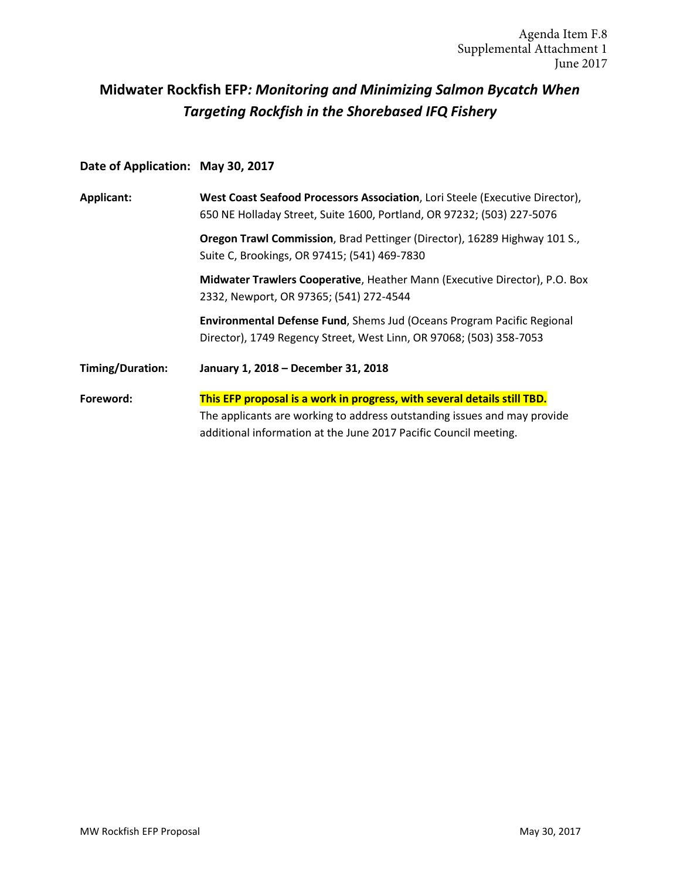Agenda Item F.8
Supplemental Attachment 1
June 2017

# Midwater Rockfish EFP*: Monitoring and Minimizing Salmon Bycatch When Targeting Rockfish in the Shorebased IFQ Fishery*

**Date of Application:** **May 30, 2017**

**Applicant:**

**West Coast Seafood Processors Association**, Lori Steele (Executive Director), 650 NE Holladay Street, Suite 1600, Portland, OR 97232; (503) 227-5076

**Oregon Trawl Commission**, Brad Pettinger (Director), 16289 Highway 101 S., Suite C, Brookings, OR 97415; (541) 469-7830

**Midwater Trawlers Cooperative**, Heather Mann (Executive Director), P.O. Box 2332, Newport, OR 97365; (541) 272-4544

**Environmental Defense Fund**, Shems Jud (Oceans Program Pacific Regional Director), 1749 Regency Street, West Linn, OR 97068; (503) 358-7053

**Timing/Duration:** **January 1, 2018 – December 31, 2018**

**Foreword:** **This EFP proposal is a work in progress, with several details still TBD.** The applicants are working to address outstanding issues and may provide additional information at the June 2017 Pacific Council meeting.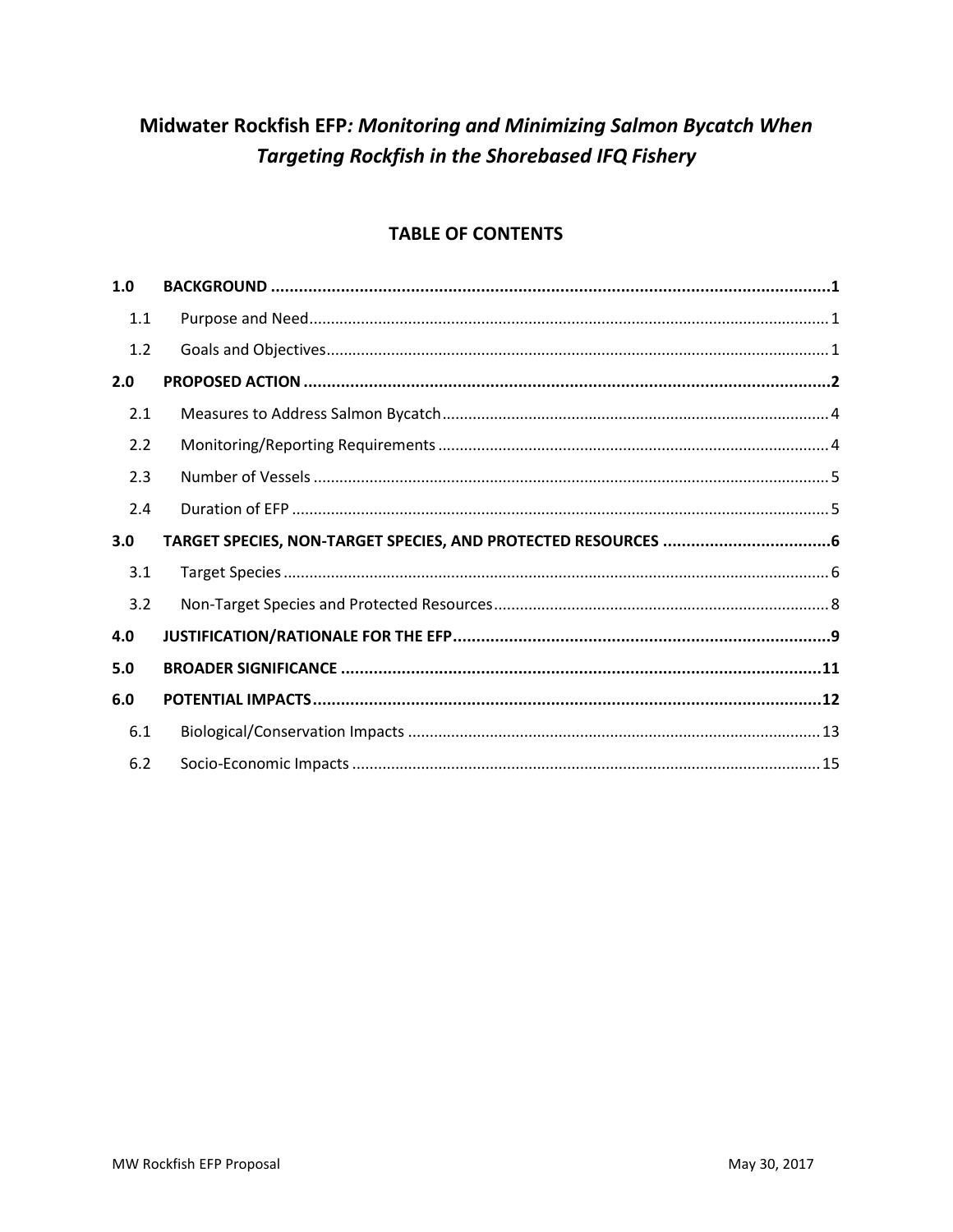# Midwater Rockfish EFP: *Monitoring and Minimizing Salmon Bycatch When Targeting Rockfish in the Shorebased IFQ Fishery*

## TABLE OF CONTENTS

| | | |
|---|---|---|
| **1.0** | **BACKGROUND** | **1** |
| 1.1 | Purpose and Need | 1 |
| 1.2 | Goals and Objectives | 1 |
| **2.0** | **PROPOSED ACTION** | **2** |
| 2.1 | Measures to Address Salmon Bycatch | 4 |
| 2.2 | Monitoring/Reporting Requirements | 4 |
| 2.3 | Number of Vessels | 5 |
| 2.4 | Duration of EFP | 5 |
| **3.0** | **TARGET SPECIES, NON-TARGET SPECIES, AND PROTECTED RESOURCES** | **6** |
| 3.1 | Target Species | 6 |
| 3.2 | Non-Target Species and Protected Resources | 8 |
| **4.0** | **JUSTIFICATION/RATIONALE FOR THE EFP** | **9** |
| **5.0** | **BROADER SIGNIFICANCE** | **11** |
| **6.0** | **POTENTIAL IMPACTS** | **12** |
| 6.1 | Biological/Conservation Impacts | 13 |
| 6.2 | Socio-Economic Impacts | 15 |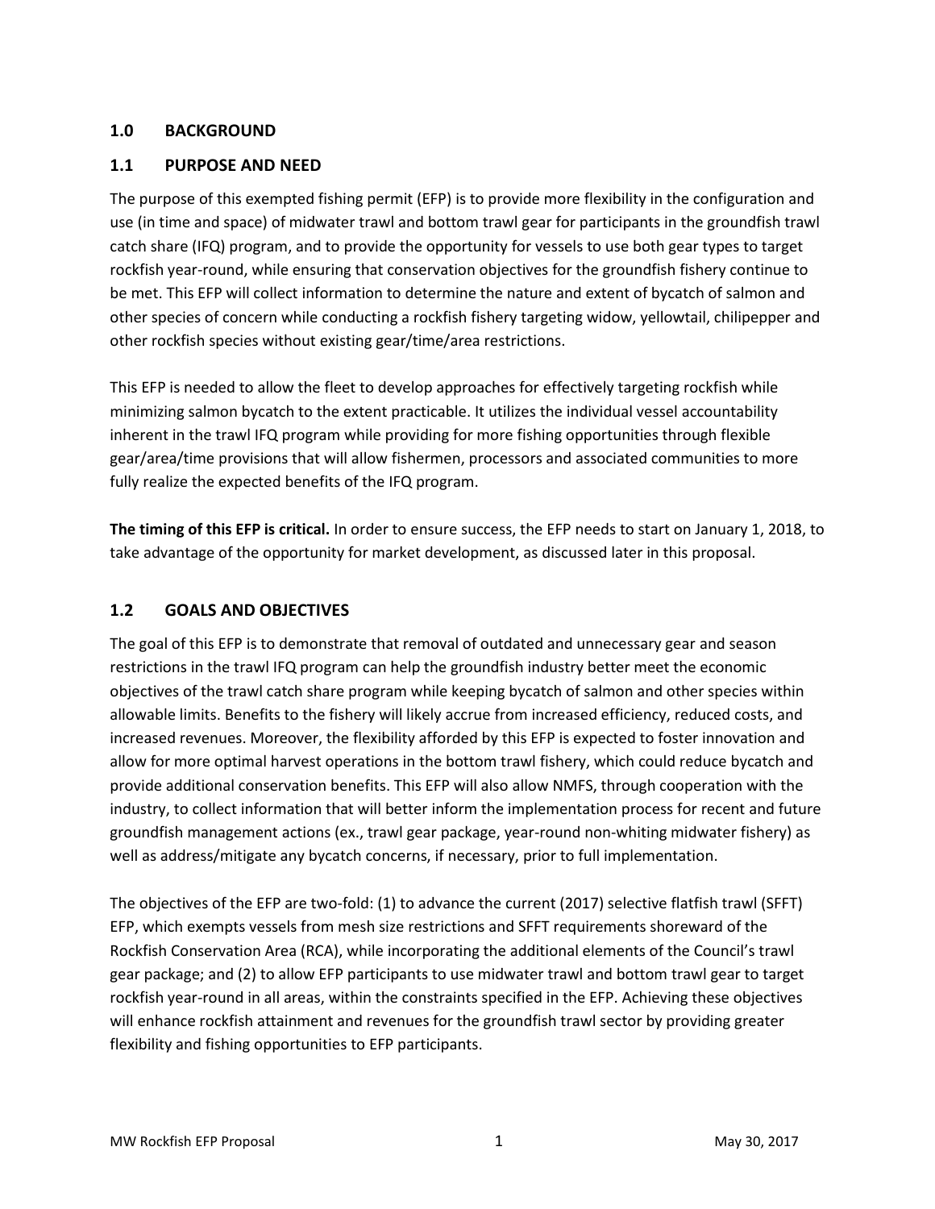## 1.0 BACKGROUND

### 1.1 PURPOSE AND NEED

The purpose of this exempted fishing permit (EFP) is to provide more flexibility in the configuration and use (in time and space) of midwater trawl and bottom trawl gear for participants in the groundfish trawl catch share (IFQ) program, and to provide the opportunity for vessels to use both gear types to target rockfish year-round, while ensuring that conservation objectives for the groundfish fishery continue to be met. This EFP will collect information to determine the nature and extent of bycatch of salmon and other species of concern while conducting a rockfish fishery targeting widow, yellowtail, chilipepper and other rockfish species without existing gear/time/area restrictions.

This EFP is needed to allow the fleet to develop approaches for effectively targeting rockfish while minimizing salmon bycatch to the extent practicable. It utilizes the individual vessel accountability inherent in the trawl IFQ program while providing for more fishing opportunities through flexible gear/area/time provisions that will allow fishermen, processors and associated communities to more fully realize the expected benefits of the IFQ program.

**The timing of this EFP is critical.** In order to ensure success, the EFP needs to start on January 1, 2018, to take advantage of the opportunity for market development, as discussed later in this proposal.

### 1.2 GOALS AND OBJECTIVES

The goal of this EFP is to demonstrate that removal of outdated and unnecessary gear and season restrictions in the trawl IFQ program can help the groundfish industry better meet the economic objectives of the trawl catch share program while keeping bycatch of salmon and other species within allowable limits. Benefits to the fishery will likely accrue from increased efficiency, reduced costs, and increased revenues. Moreover, the flexibility afforded by this EFP is expected to foster innovation and allow for more optimal harvest operations in the bottom trawl fishery, which could reduce bycatch and provide additional conservation benefits. This EFP will also allow NMFS, through cooperation with the industry, to collect information that will better inform the implementation process for recent and future groundfish management actions (ex., trawl gear package, year-round non-whiting midwater fishery) as well as address/mitigate any bycatch concerns, if necessary, prior to full implementation.

The objectives of the EFP are two-fold: (1) to advance the current (2017) selective flatfish trawl (SFFT) EFP, which exempts vessels from mesh size restrictions and SFFT requirements shoreward of the Rockfish Conservation Area (RCA), while incorporating the additional elements of the Council's trawl gear package; and (2) to allow EFP participants to use midwater trawl and bottom trawl gear to target rockfish year-round in all areas, within the constraints specified in the EFP. Achieving these objectives will enhance rockfish attainment and revenues for the groundfish trawl sector by providing greater flexibility and fishing opportunities to EFP participants.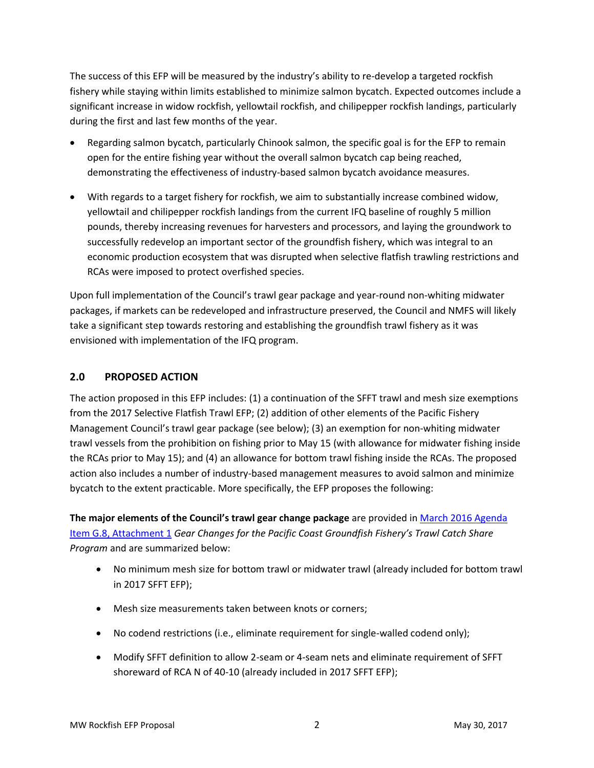The success of this EFP will be measured by the industry's ability to re-develop a targeted rockfish fishery while staying within limits established to minimize salmon bycatch. Expected outcomes include a significant increase in widow rockfish, yellowtail rockfish, and chilipepper rockfish landings, particularly during the first and last few months of the year.

- Regarding salmon bycatch, particularly Chinook salmon, the specific goal is for the EFP to remain open for the entire fishing year without the overall salmon bycatch cap being reached, demonstrating the effectiveness of industry-based salmon bycatch avoidance measures.
- With regards to a target fishery for rockfish, we aim to substantially increase combined widow, yellowtail and chilipepper rockfish landings from the current IFQ baseline of roughly 5 million pounds, thereby increasing revenues for harvesters and processors, and laying the groundwork to successfully redevelop an important sector of the groundfish fishery, which was integral to an economic production ecosystem that was disrupted when selective flatfish trawling restrictions and RCAs were imposed to protect overfished species.

Upon full implementation of the Council's trawl gear package and year-round non-whiting midwater packages, if markets can be redeveloped and infrastructure preserved, the Council and NMFS will likely take a significant step towards restoring and establishing the groundfish trawl fishery as it was envisioned with implementation of the IFQ program.

## 2.0 PROPOSED ACTION

The action proposed in this EFP includes: (1) a continuation of the SFFT trawl and mesh size exemptions from the 2017 Selective Flatfish Trawl EFP; (2) addition of other elements of the Pacific Fishery Management Council's trawl gear package (see below); (3) an exemption for non-whiting midwater trawl vessels from the prohibition on fishing prior to May 15 (with allowance for midwater fishing inside the RCAs prior to May 15); and (4) an allowance for bottom trawl fishing inside the RCAs. The proposed action also includes a number of industry-based management measures to avoid salmon and minimize bycatch to the extent practicable. More specifically, the EFP proposes the following:

**The major elements of the Council's trawl gear change package** are provided in March 2016 Agenda Item G.8, Attachment 1 *Gear Changes for the Pacific Coast Groundfish Fishery's Trawl Catch Share Program* and are summarized below:

- No minimum mesh size for bottom trawl or midwater trawl (already included for bottom trawl in 2017 SFFT EFP);
- Mesh size measurements taken between knots or corners;
- No codend restrictions (i.e., eliminate requirement for single-walled codend only);
- Modify SFFT definition to allow 2-seam or 4-seam nets and eliminate requirement of SFFT shoreward of RCA N of 40-10 (already included in 2017 SFFT EFP);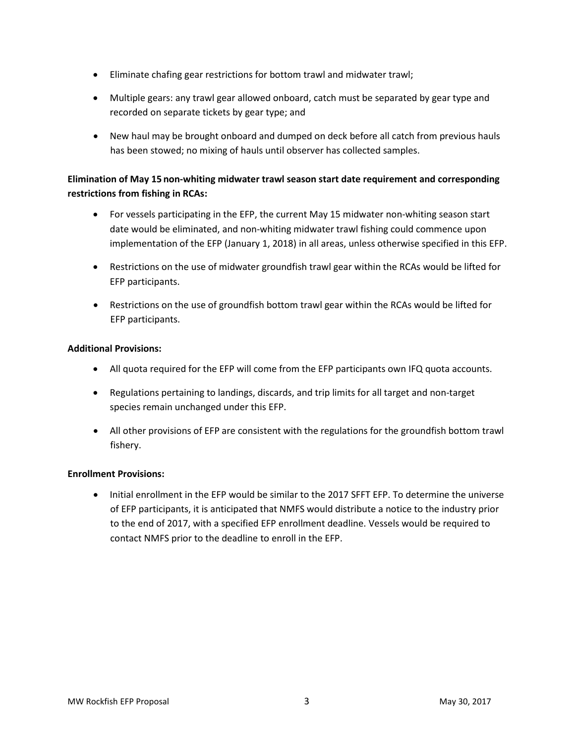- Eliminate chafing gear restrictions for bottom trawl and midwater trawl;
- Multiple gears: any trawl gear allowed onboard, catch must be separated by gear type and recorded on separate tickets by gear type; and
- New haul may be brought onboard and dumped on deck before all catch from previous hauls has been stowed; no mixing of hauls until observer has collected samples.

**Elimination of May 15 non-whiting midwater trawl season start date requirement and corresponding restrictions from fishing in RCAs:**

- For vessels participating in the EFP, the current May 15 midwater non-whiting season start date would be eliminated, and non-whiting midwater trawl fishing could commence upon implementation of the EFP (January 1, 2018) in all areas, unless otherwise specified in this EFP.
- Restrictions on the use of midwater groundfish trawl gear within the RCAs would be lifted for EFP participants.
- Restrictions on the use of groundfish bottom trawl gear within the RCAs would be lifted for EFP participants.

**Additional Provisions:**

- All quota required for the EFP will come from the EFP participants own IFQ quota accounts.
- Regulations pertaining to landings, discards, and trip limits for all target and non-target species remain unchanged under this EFP.
- All other provisions of EFP are consistent with the regulations for the groundfish bottom trawl fishery.

**Enrollment Provisions:**

- Initial enrollment in the EFP would be similar to the 2017 SFFT EFP. To determine the universe of EFP participants, it is anticipated that NMFS would distribute a notice to the industry prior to the end of 2017, with a specified EFP enrollment deadline. Vessels would be required to contact NMFS prior to the deadline to enroll in the EFP.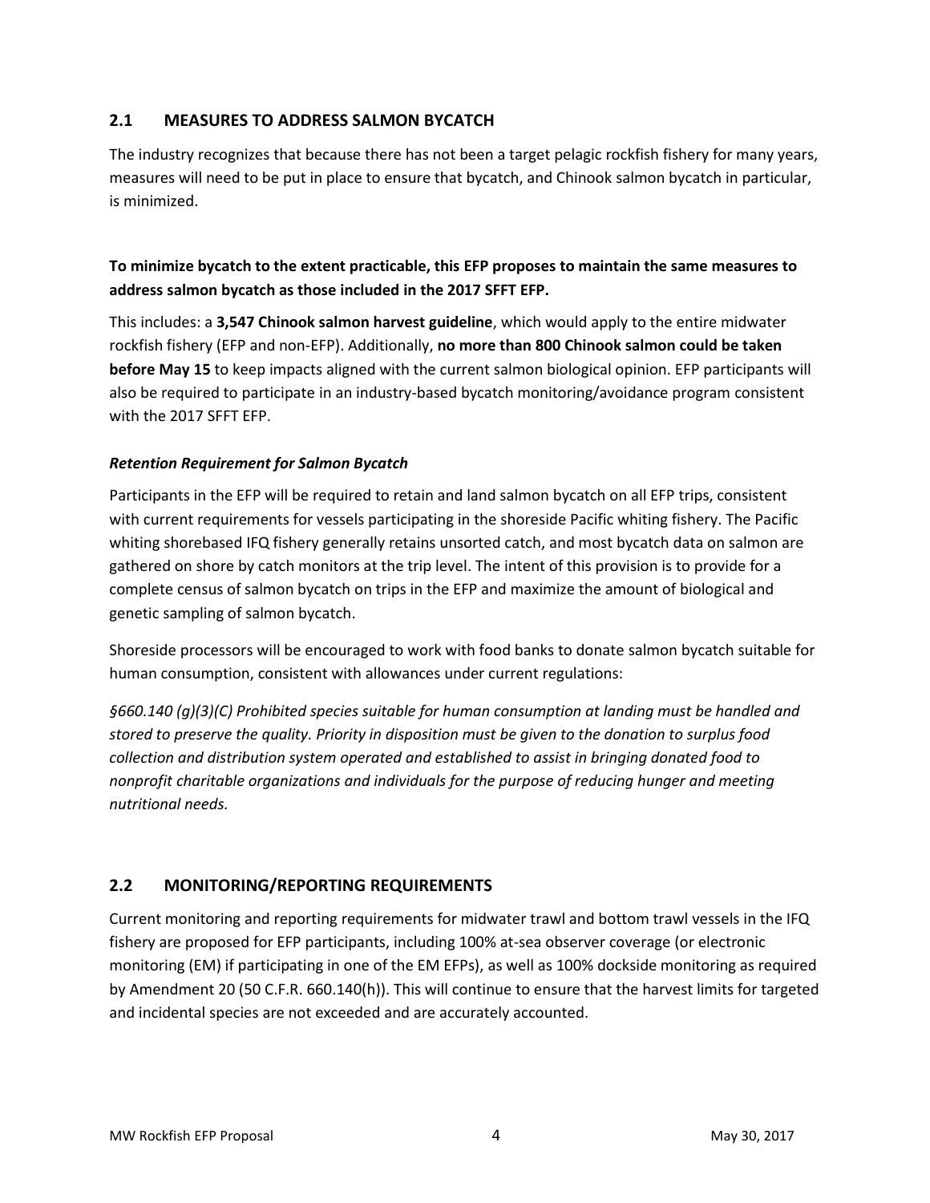## 2.1 MEASURES TO ADDRESS SALMON BYCATCH

The industry recognizes that because there has not been a target pelagic rockfish fishery for many years, measures will need to be put in place to ensure that bycatch, and Chinook salmon bycatch in particular, is minimized.

**To minimize bycatch to the extent practicable, this EFP proposes to maintain the same measures to address salmon bycatch as those included in the 2017 SFFT EFP.**

This includes: a **3,547 Chinook salmon harvest guideline**, which would apply to the entire midwater rockfish fishery (EFP and non-EFP). Additionally, **no more than 800 Chinook salmon could be taken before May 15** to keep impacts aligned with the current salmon biological opinion. EFP participants will also be required to participate in an industry-based bycatch monitoring/avoidance program consistent with the 2017 SFFT EFP.

***Retention Requirement for Salmon Bycatch***

Participants in the EFP will be required to retain and land salmon bycatch on all EFP trips, consistent with current requirements for vessels participating in the shoreside Pacific whiting fishery. The Pacific whiting shorebased IFQ fishery generally retains unsorted catch, and most bycatch data on salmon are gathered on shore by catch monitors at the trip level. The intent of this provision is to provide for a complete census of salmon bycatch on trips in the EFP and maximize the amount of biological and genetic sampling of salmon bycatch.

Shoreside processors will be encouraged to work with food banks to donate salmon bycatch suitable for human consumption, consistent with allowances under current regulations:

*§660.140 (g)(3)(C) Prohibited species suitable for human consumption at landing must be handled and stored to preserve the quality. Priority in disposition must be given to the donation to surplus food collection and distribution system operated and established to assist in bringing donated food to nonprofit charitable organizations and individuals for the purpose of reducing hunger and meeting nutritional needs.*

## 2.2 MONITORING/REPORTING REQUIREMENTS

Current monitoring and reporting requirements for midwater trawl and bottom trawl vessels in the IFQ fishery are proposed for EFP participants, including 100% at-sea observer coverage (or electronic monitoring (EM) if participating in one of the EM EFPs), as well as 100% dockside monitoring as required by Amendment 20 (50 C.F.R. 660.140(h)). This will continue to ensure that the harvest limits for targeted and incidental species are not exceeded and are accurately accounted.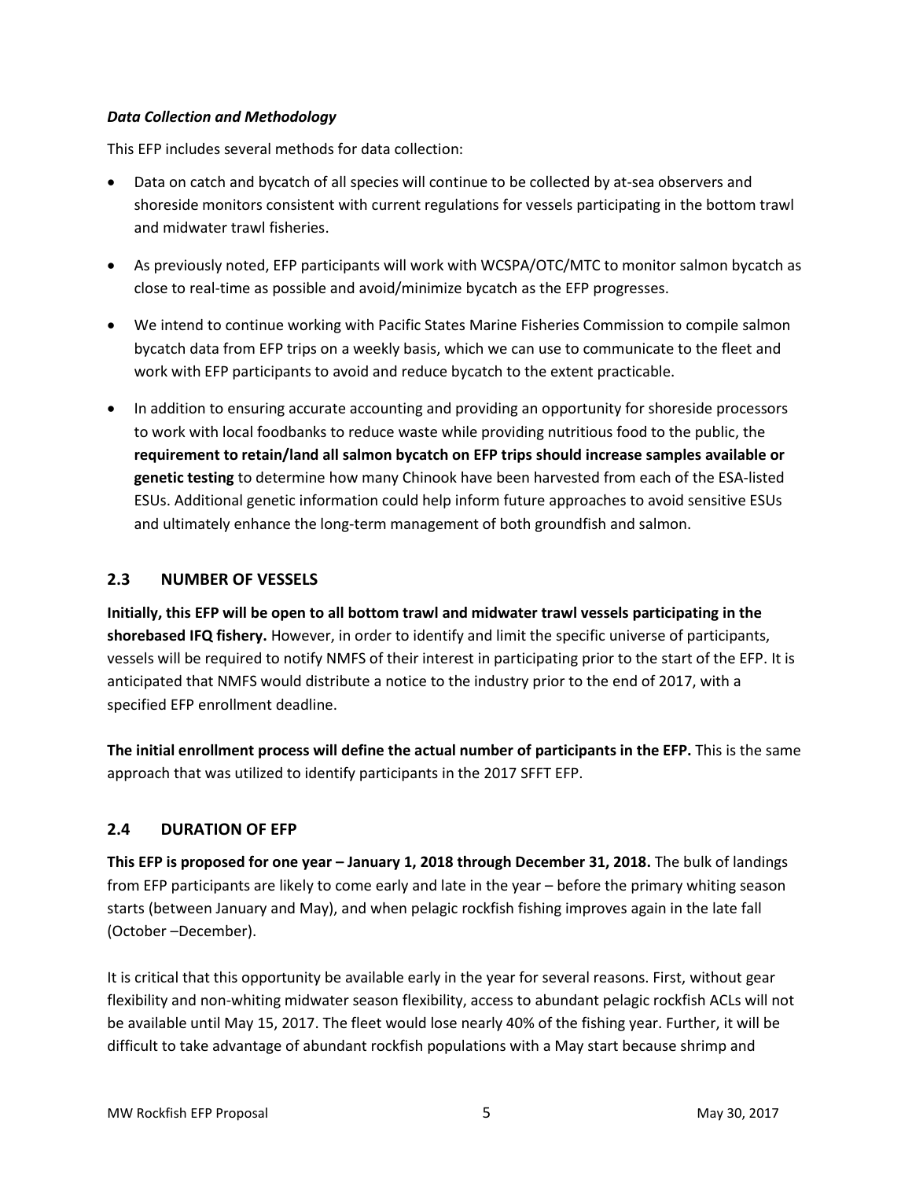***Data Collection and Methodology***

This EFP includes several methods for data collection:

- Data on catch and bycatch of all species will continue to be collected by at-sea observers and shoreside monitors consistent with current regulations for vessels participating in the bottom trawl and midwater trawl fisheries.
- As previously noted, EFP participants will work with WCSPA/OTC/MTC to monitor salmon bycatch as close to real-time as possible and avoid/minimize bycatch as the EFP progresses.
- We intend to continue working with Pacific States Marine Fisheries Commission to compile salmon bycatch data from EFP trips on a weekly basis, which we can use to communicate to the fleet and work with EFP participants to avoid and reduce bycatch to the extent practicable.
- In addition to ensuring accurate accounting and providing an opportunity for shoreside processors to work with local foodbanks to reduce waste while providing nutritious food to the public, the **requirement to retain/land all salmon bycatch on EFP trips should increase samples available or genetic testing** to determine how many Chinook have been harvested from each of the ESA-listed ESUs. Additional genetic information could help inform future approaches to avoid sensitive ESUs and ultimately enhance the long-term management of both groundfish and salmon.

## 2.3 NUMBER OF VESSELS

**Initially, this EFP will be open to all bottom trawl and midwater trawl vessels participating in the shorebased IFQ fishery.** However, in order to identify and limit the specific universe of participants, vessels will be required to notify NMFS of their interest in participating prior to the start of the EFP. It is anticipated that NMFS would distribute a notice to the industry prior to the end of 2017, with a specified EFP enrollment deadline.

**The initial enrollment process will define the actual number of participants in the EFP.** This is the same approach that was utilized to identify participants in the 2017 SFFT EFP.

## 2.4 DURATION OF EFP

**This EFP is proposed for one year – January 1, 2018 through December 31, 2018.** The bulk of landings from EFP participants are likely to come early and late in the year – before the primary whiting season starts (between January and May), and when pelagic rockfish fishing improves again in the late fall (October –December).

It is critical that this opportunity be available early in the year for several reasons. First, without gear flexibility and non-whiting midwater season flexibility, access to abundant pelagic rockfish ACLs will not be available until May 15, 2017. The fleet would lose nearly 40% of the fishing year. Further, it will be difficult to take advantage of abundant rockfish populations with a May start because shrimp and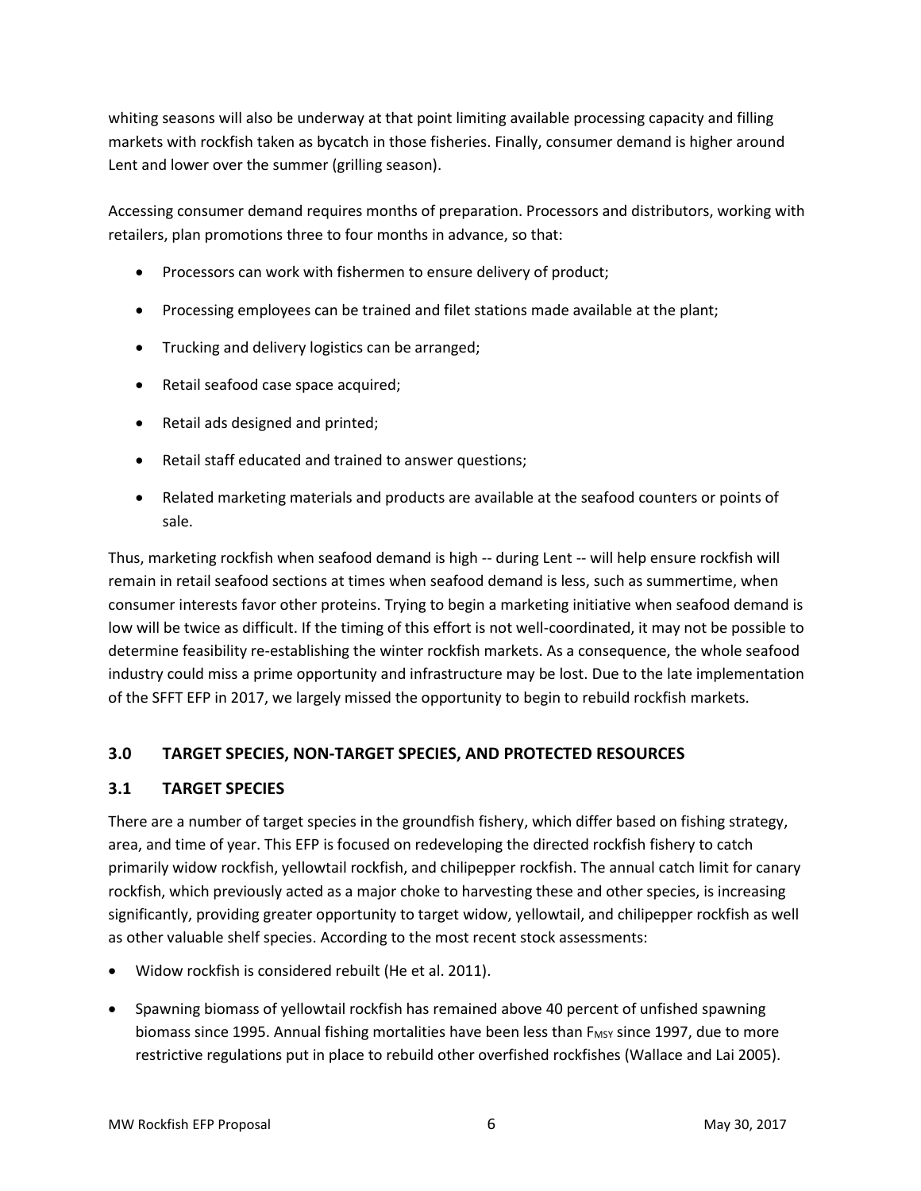whiting seasons will also be underway at that point limiting available processing capacity and filling markets with rockfish taken as bycatch in those fisheries. Finally, consumer demand is higher around Lent and lower over the summer (grilling season).

Accessing consumer demand requires months of preparation. Processors and distributors, working with retailers, plan promotions three to four months in advance, so that:

- Processors can work with fishermen to ensure delivery of product;
- Processing employees can be trained and filet stations made available at the plant;
- Trucking and delivery logistics can be arranged;
- Retail seafood case space acquired;
- Retail ads designed and printed;
- Retail staff educated and trained to answer questions;
- Related marketing materials and products are available at the seafood counters or points of sale.

Thus, marketing rockfish when seafood demand is high -- during Lent -- will help ensure rockfish will remain in retail seafood sections at times when seafood demand is less, such as summertime, when consumer interests favor other proteins. Trying to begin a marketing initiative when seafood demand is low will be twice as difficult. If the timing of this effort is not well-coordinated, it may not be possible to determine feasibility re-establishing the winter rockfish markets. As a consequence, the whole seafood industry could miss a prime opportunity and infrastructure may be lost. Due to the late implementation of the SFFT EFP in 2017, we largely missed the opportunity to begin to rebuild rockfish markets.

## 3.0 TARGET SPECIES, NON-TARGET SPECIES, AND PROTECTED RESOURCES

### 3.1 TARGET SPECIES

There are a number of target species in the groundfish fishery, which differ based on fishing strategy, area, and time of year. This EFP is focused on redeveloping the directed rockfish fishery to catch primarily widow rockfish, yellowtail rockfish, and chilipepper rockfish. The annual catch limit for canary rockfish, which previously acted as a major choke to harvesting these and other species, is increasing significantly, providing greater opportunity to target widow, yellowtail, and chilipepper rockfish as well as other valuable shelf species. According to the most recent stock assessments:

- Widow rockfish is considered rebuilt (He et al. 2011).
- Spawning biomass of yellowtail rockfish has remained above 40 percent of unfished spawning biomass since 1995. Annual fishing mortalities have been less than $F_{MSY}$ since 1997, due to more restrictive regulations put in place to rebuild other overfished rockfishes (Wallace and Lai 2005).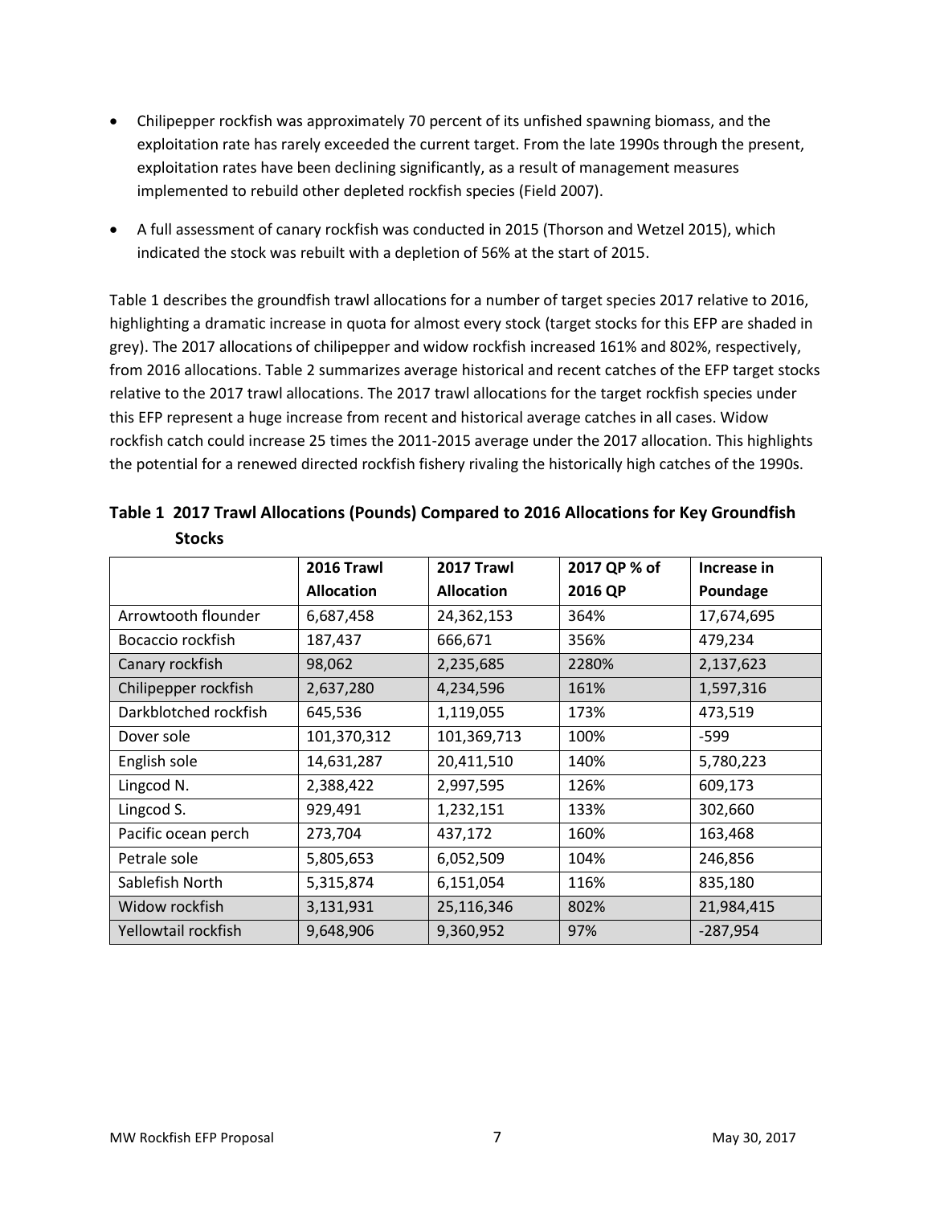- Chilipepper rockfish was approximately 70 percent of its unfished spawning biomass, and the exploitation rate has rarely exceeded the current target. From the late 1990s through the present, exploitation rates have been declining significantly, as a result of management measures implemented to rebuild other depleted rockfish species (Field 2007).
- A full assessment of canary rockfish was conducted in 2015 (Thorson and Wetzel 2015), which indicated the stock was rebuilt with a depletion of 56% at the start of 2015.

Table 1 describes the groundfish trawl allocations for a number of target species 2017 relative to 2016, highlighting a dramatic increase in quota for almost every stock (target stocks for this EFP are shaded in grey). The 2017 allocations of chilipepper and widow rockfish increased 161% and 802%, respectively, from 2016 allocations. Table 2 summarizes average historical and recent catches of the EFP target stocks relative to the 2017 trawl allocations. The 2017 trawl allocations for the target rockfish species under this EFP represent a huge increase from recent and historical average catches in all cases. Widow rockfish catch could increase 25 times the 2011-2015 average under the 2017 allocation. This highlights the potential for a renewed directed rockfish fishery rivaling the historically high catches of the 1990s.

**Table 1 2017 Trawl Allocations (Pounds) Compared to 2016 Allocations for Key Groundfish Stocks**

| | 2016 Trawl Allocation | 2017 Trawl Allocation | 2017 QP % of 2016 QP | Increase in Poundage |
|---|---|---|---|---|
| Arrowtooth flounder | 6,687,458 | 24,362,153 | 364% | 17,674,695 |
| Bocaccio rockfish | 187,437 | 666,671 | 356% | 479,234 |
| Canary rockfish | 98,062 | 2,235,685 | 2280% | 2,137,623 |
| Chilipepper rockfish | 2,637,280 | 4,234,596 | 161% | 1,597,316 |
| Darkblotched rockfish | 645,536 | 1,119,055 | 173% | 473,519 |
| Dover sole | 101,370,312 | 101,369,713 | 100% | -599 |
| English sole | 14,631,287 | 20,411,510 | 140% | 5,780,223 |
| Lingcod N. | 2,388,422 | 2,997,595 | 126% | 609,173 |
| Lingcod S. | 929,491 | 1,232,151 | 133% | 302,660 |
| Pacific ocean perch | 273,704 | 437,172 | 160% | 163,468 |
| Petrale sole | 5,805,653 | 6,052,509 | 104% | 246,856 |
| Sablefish North | 5,315,874 | 6,151,054 | 116% | 835,180 |
| Widow rockfish | 3,131,931 | 25,116,346 | 802% | 21,984,415 |
| Yellowtail rockfish | 9,648,906 | 9,360,952 | 97% | -287,954 |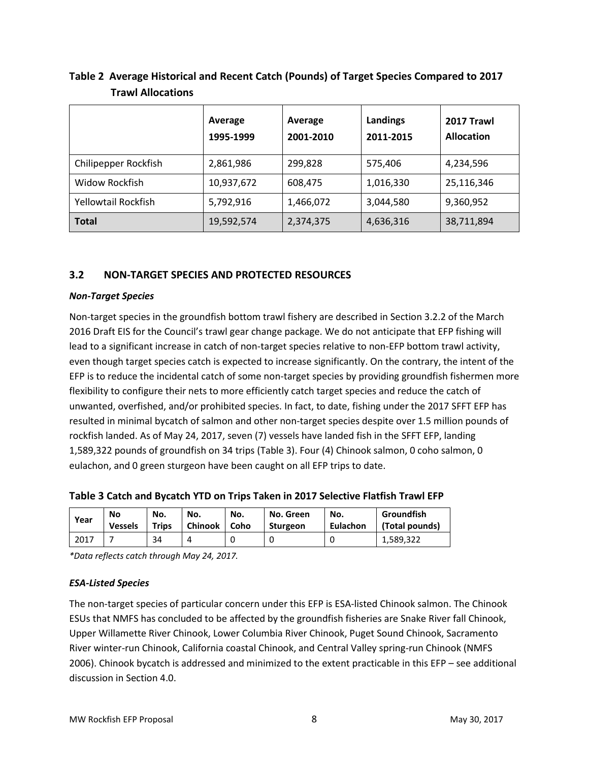**Table 2 Average Historical and Recent Catch (Pounds) of Target Species Compared to 2017 Trawl Allocations**

| | Average 1995-1999 | Average 2001-2010 | Landings 2011-2015 | 2017 Trawl Allocation |
|---|---|---|---|---|
| Chilipepper Rockfish | 2,861,986 | 299,828 | 575,406 | 4,234,596 |
| Widow Rockfish | 10,937,672 | 608,475 | 1,016,330 | 25,116,346 |
| Yellowtail Rockfish | 5,792,916 | 1,466,072 | 3,044,580 | 9,360,952 |
| **Total** | 19,592,574 | 2,374,375 | 4,636,316 | 38,711,894 |

## 3.2 NON-TARGET SPECIES AND PROTECTED RESOURCES

### *Non-Target Species*

Non-target species in the groundfish bottom trawl fishery are described in Section 3.2.2 of the March 2016 Draft EIS for the Council's trawl gear change package. We do not anticipate that EFP fishing will lead to a significant increase in catch of non-target species relative to non-EFP bottom trawl activity, even though target species catch is expected to increase significantly. On the contrary, the intent of the EFP is to reduce the incidental catch of some non-target species by providing groundfish fishermen more flexibility to configure their nets to more efficiently catch target species and reduce the catch of unwanted, overfished, and/or prohibited species. In fact, to date, fishing under the 2017 SFFT EFP has resulted in minimal bycatch of salmon and other non-target species despite over 1.5 million pounds of rockfish landed. As of May 24, 2017, seven (7) vessels have landed fish in the SFFT EFP, landing 1,589,322 pounds of groundfish on 34 trips (Table 3). Four (4) Chinook salmon, 0 coho salmon, 0 eulachon, and 0 green sturgeon have been caught on all EFP trips to date.

**Table 3 Catch and Bycatch YTD on Trips Taken in 2017 Selective Flatfish Trawl EFP**

| Year | No Vessels | No. Trips | No. Chinook | No. Coho | No. Green Sturgeon | No. Eulachon | Groundfish (Total pounds) |
|---|---|---|---|---|---|---|---|
| 2017 | 7 | 34 | 4 | 0 | 0 | 0 | 1,589,322 |

*\*Data reflects catch through May 24, 2017.*

### *ESA-Listed Species*

The non-target species of particular concern under this EFP is ESA-listed Chinook salmon. The Chinook ESUs that NMFS has concluded to be affected by the groundfish fisheries are Snake River fall Chinook, Upper Willamette River Chinook, Lower Columbia River Chinook, Puget Sound Chinook, Sacramento River winter-run Chinook, California coastal Chinook, and Central Valley spring-run Chinook (NMFS 2006). Chinook bycatch is addressed and minimized to the extent practicable in this EFP – see additional discussion in Section 4.0.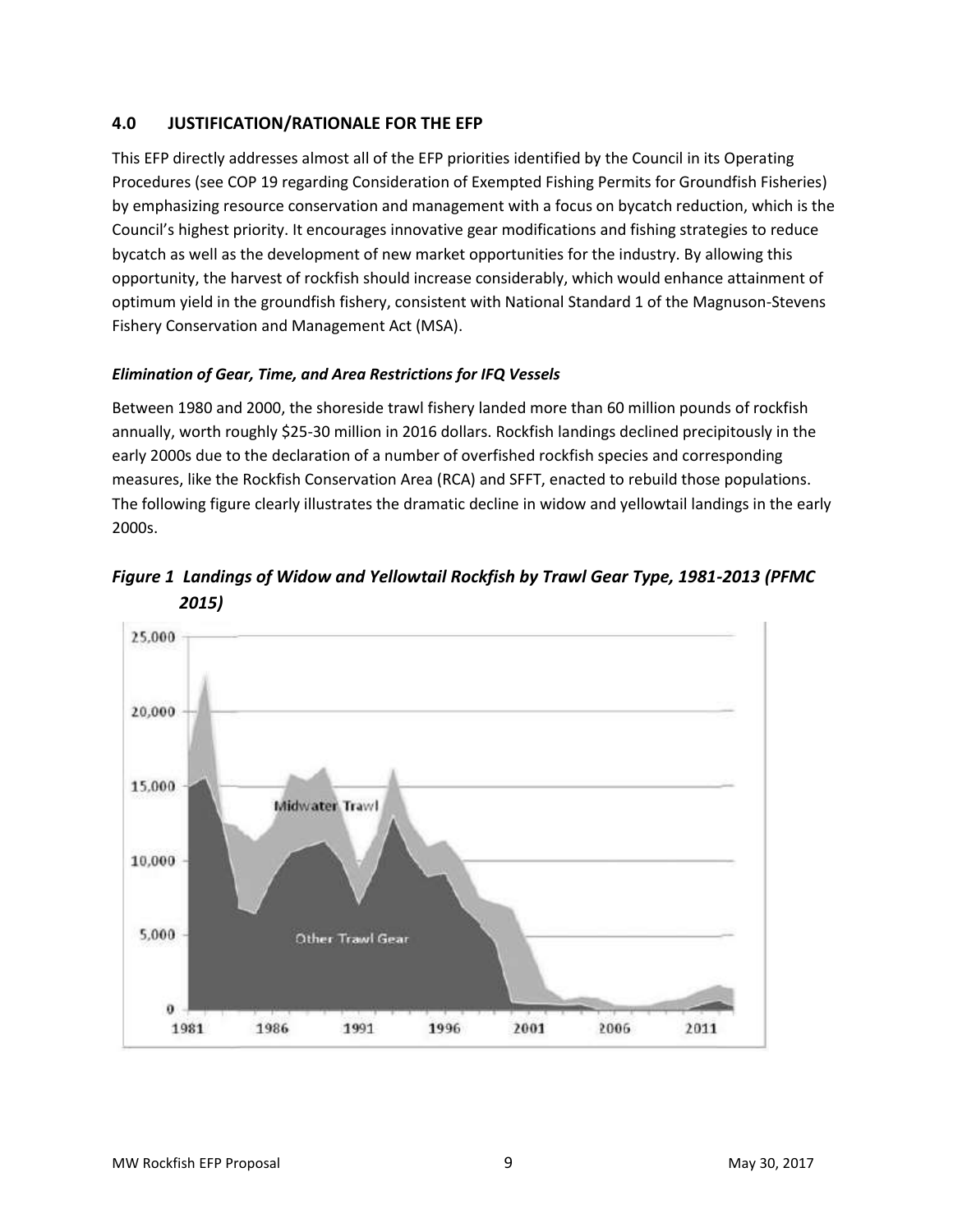## 4.0 JUSTIFICATION/RATIONALE FOR THE EFP

This EFP directly addresses almost all of the EFP priorities identified by the Council in its Operating Procedures (see COP 19 regarding Consideration of Exempted Fishing Permits for Groundfish Fisheries) by emphasizing resource conservation and management with a focus on bycatch reduction, which is the Council's highest priority. It encourages innovative gear modifications and fishing strategies to reduce bycatch as well as the development of new market opportunities for the industry. By allowing this opportunity, the harvest of rockfish should increase considerably, which would enhance attainment of optimum yield in the groundfish fishery, consistent with National Standard 1 of the Magnuson-Stevens Fishery Conservation and Management Act (MSA).

### *Elimination of Gear, Time, and Area Restrictions for IFQ Vessels*

Between 1980 and 2000, the shoreside trawl fishery landed more than 60 million pounds of rockfish annually, worth roughly $25-30 million in 2016 dollars. Rockfish landings declined precipitously in the early 2000s due to the declaration of a number of overfished rockfish species and corresponding measures, like the Rockfish Conservation Area (RCA) and SFFT, enacted to rebuild those populations. The following figure clearly illustrates the dramatic decline in widow and yellowtail landings in the early 2000s.

***Figure 1 Landings of Widow and Yellowtail Rockfish by Trawl Gear Type, 1981-2013 (PFMC 2015)***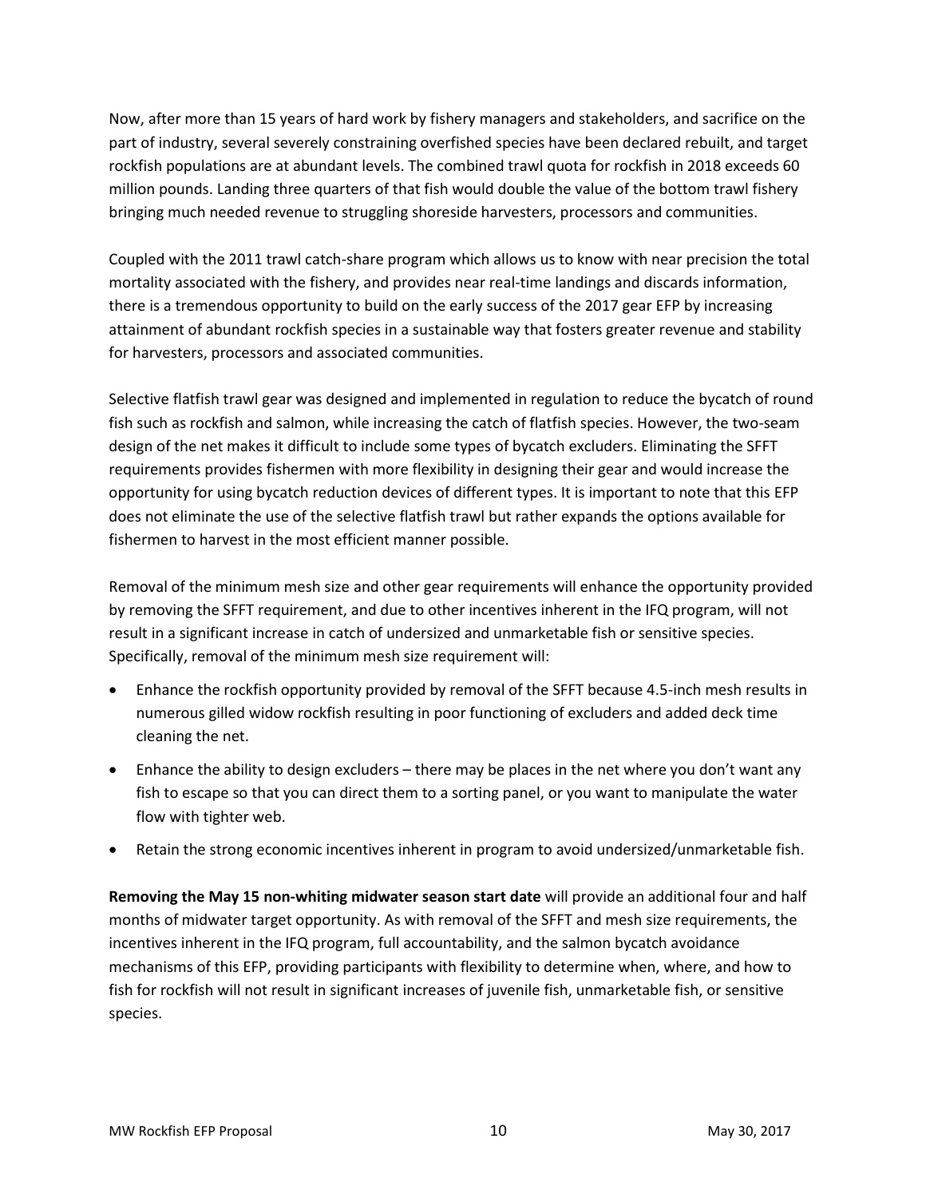Now, after more than 15 years of hard work by fishery managers and stakeholders, and sacrifice on the part of industry, several severely constraining overfished species have been declared rebuilt, and target rockfish populations are at abundant levels. The combined trawl quota for rockfish in 2018 exceeds 60 million pounds. Landing three quarters of that fish would double the value of the bottom trawl fishery bringing much needed revenue to struggling shoreside harvesters, processors and communities.

Coupled with the 2011 trawl catch-share program which allows us to know with near precision the total mortality associated with the fishery, and provides near real-time landings and discards information, there is a tremendous opportunity to build on the early success of the 2017 gear EFP by increasing attainment of abundant rockfish species in a sustainable way that fosters greater revenue and stability for harvesters, processors and associated communities.

Selective flatfish trawl gear was designed and implemented in regulation to reduce the bycatch of round fish such as rockfish and salmon, while increasing the catch of flatfish species. However, the two-seam design of the net makes it difficult to include some types of bycatch excluders. Eliminating the SFFT requirements provides fishermen with more flexibility in designing their gear and would increase the opportunity for using bycatch reduction devices of different types. It is important to note that this EFP does not eliminate the use of the selective flatfish trawl but rather expands the options available for fishermen to harvest in the most efficient manner possible.

Removal of the minimum mesh size and other gear requirements will enhance the opportunity provided by removing the SFFT requirement, and due to other incentives inherent in the IFQ program, will not result in a significant increase in catch of undersized and unmarketable fish or sensitive species. Specifically, removal of the minimum mesh size requirement will:

- Enhance the rockfish opportunity provided by removal of the SFFT because 4.5-inch mesh results in numerous gilled widow rockfish resulting in poor functioning of excluders and added deck time cleaning the net.
- Enhance the ability to design excluders – there may be places in the net where you don't want any fish to escape so that you can direct them to a sorting panel, or you want to manipulate the water flow with tighter web.
- Retain the strong economic incentives inherent in program to avoid undersized/unmarketable fish.

**Removing the May 15 non-whiting midwater season start date** will provide an additional four and half months of midwater target opportunity. As with removal of the SFFT and mesh size requirements, the incentives inherent in the IFQ program, full accountability, and the salmon bycatch avoidance mechanisms of this EFP, providing participants with flexibility to determine when, where, and how to fish for rockfish will not result in significant increases of juvenile fish, unmarketable fish, or sensitive species.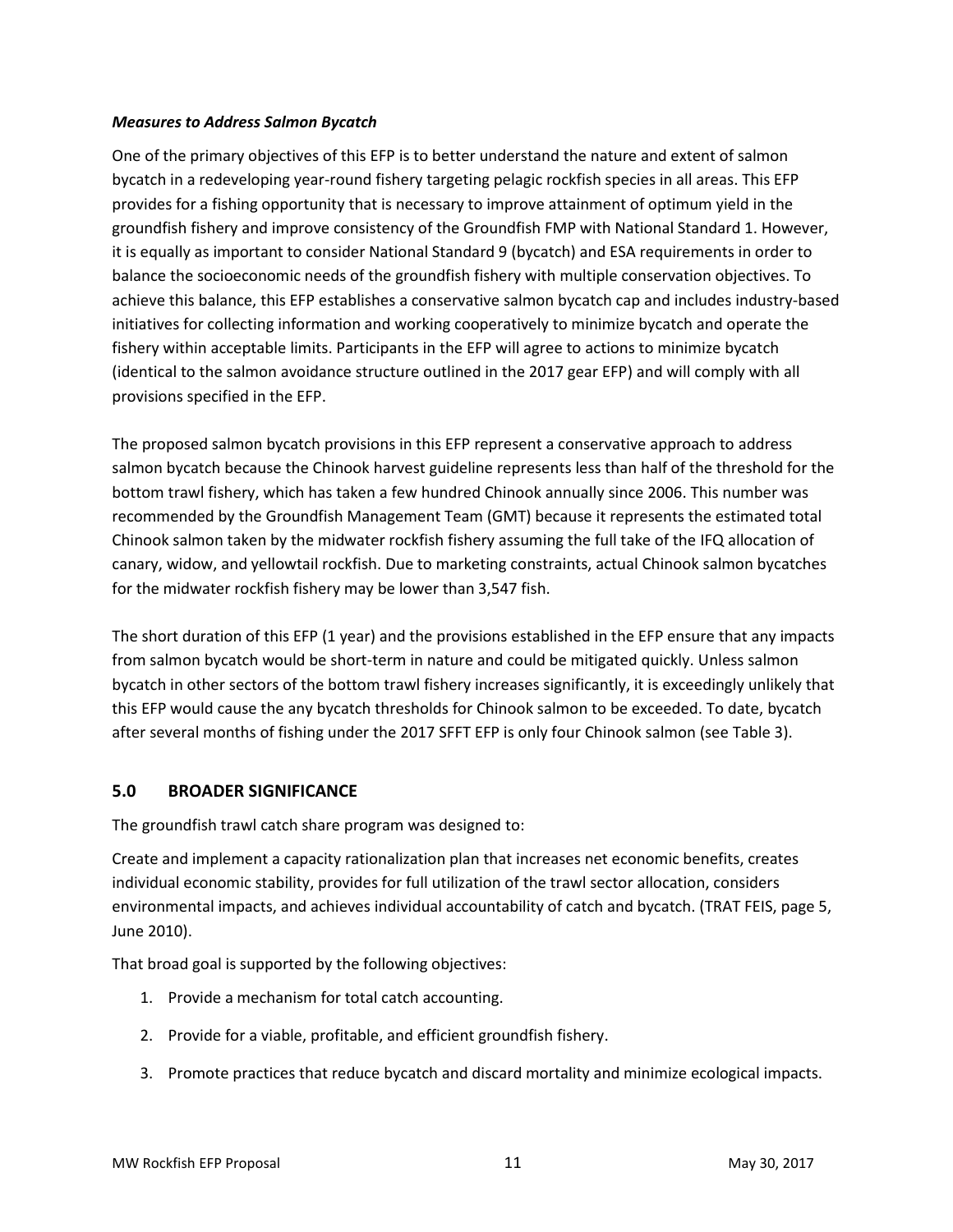***Measures to Address Salmon Bycatch***

One of the primary objectives of this EFP is to better understand the nature and extent of salmon bycatch in a redeveloping year-round fishery targeting pelagic rockfish species in all areas. This EFP provides for a fishing opportunity that is necessary to improve attainment of optimum yield in the groundfish fishery and improve consistency of the Groundfish FMP with National Standard 1. However, it is equally as important to consider National Standard 9 (bycatch) and ESA requirements in order to balance the socioeconomic needs of the groundfish fishery with multiple conservation objectives. To achieve this balance, this EFP establishes a conservative salmon bycatch cap and includes industry-based initiatives for collecting information and working cooperatively to minimize bycatch and operate the fishery within acceptable limits. Participants in the EFP will agree to actions to minimize bycatch (identical to the salmon avoidance structure outlined in the 2017 gear EFP) and will comply with all provisions specified in the EFP.

The proposed salmon bycatch provisions in this EFP represent a conservative approach to address salmon bycatch because the Chinook harvest guideline represents less than half of the threshold for the bottom trawl fishery, which has taken a few hundred Chinook annually since 2006. This number was recommended by the Groundfish Management Team (GMT) because it represents the estimated total Chinook salmon taken by the midwater rockfish fishery assuming the full take of the IFQ allocation of canary, widow, and yellowtail rockfish. Due to marketing constraints, actual Chinook salmon bycatches for the midwater rockfish fishery may be lower than 3,547 fish.

The short duration of this EFP (1 year) and the provisions established in the EFP ensure that any impacts from salmon bycatch would be short-term in nature and could be mitigated quickly. Unless salmon bycatch in other sectors of the bottom trawl fishery increases significantly, it is exceedingly unlikely that this EFP would cause the any bycatch thresholds for Chinook salmon to be exceeded. To date, bycatch after several months of fishing under the 2017 SFFT EFP is only four Chinook salmon (see Table 3).

## 5.0 BROADER SIGNIFICANCE

The groundfish trawl catch share program was designed to:

Create and implement a capacity rationalization plan that increases net economic benefits, creates individual economic stability, provides for full utilization of the trawl sector allocation, considers environmental impacts, and achieves individual accountability of catch and bycatch. (TRAT FEIS, page 5, June 2010).

That broad goal is supported by the following objectives:

1. Provide a mechanism for total catch accounting.
2. Provide for a viable, profitable, and efficient groundfish fishery.
3. Promote practices that reduce bycatch and discard mortality and minimize ecological impacts.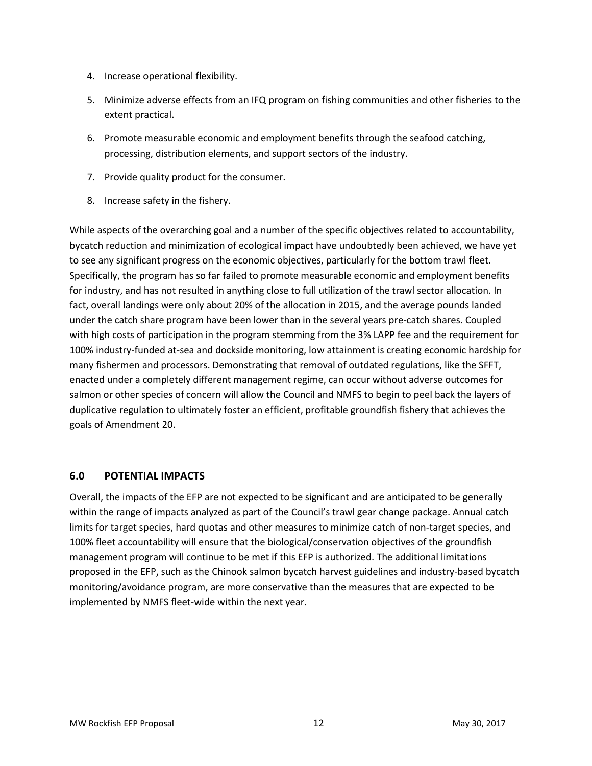4. Increase operational flexibility.
5. Minimize adverse effects from an IFQ program on fishing communities and other fisheries to the extent practical.
6. Promote measurable economic and employment benefits through the seafood catching, processing, distribution elements, and support sectors of the industry.
7. Provide quality product for the consumer.
8. Increase safety in the fishery.

While aspects of the overarching goal and a number of the specific objectives related to accountability, bycatch reduction and minimization of ecological impact have undoubtedly been achieved, we have yet to see any significant progress on the economic objectives, particularly for the bottom trawl fleet. Specifically, the program has so far failed to promote measurable economic and employment benefits for industry, and has not resulted in anything close to full utilization of the trawl sector allocation. In fact, overall landings were only about 20% of the allocation in 2015, and the average pounds landed under the catch share program have been lower than in the several years pre-catch shares. Coupled with high costs of participation in the program stemming from the 3% LAPP fee and the requirement for 100% industry-funded at-sea and dockside monitoring, low attainment is creating economic hardship for many fishermen and processors. Demonstrating that removal of outdated regulations, like the SFFT, enacted under a completely different management regime, can occur without adverse outcomes for salmon or other species of concern will allow the Council and NMFS to begin to peel back the layers of duplicative regulation to ultimately foster an efficient, profitable groundfish fishery that achieves the goals of Amendment 20.

## 6.0 POTENTIAL IMPACTS

Overall, the impacts of the EFP are not expected to be significant and are anticipated to be generally within the range of impacts analyzed as part of the Council's trawl gear change package. Annual catch limits for target species, hard quotas and other measures to minimize catch of non-target species, and 100% fleet accountability will ensure that the biological/conservation objectives of the groundfish management program will continue to be met if this EFP is authorized. The additional limitations proposed in the EFP, such as the Chinook salmon bycatch harvest guidelines and industry-based bycatch monitoring/avoidance program, are more conservative than the measures that are expected to be implemented by NMFS fleet-wide within the next year.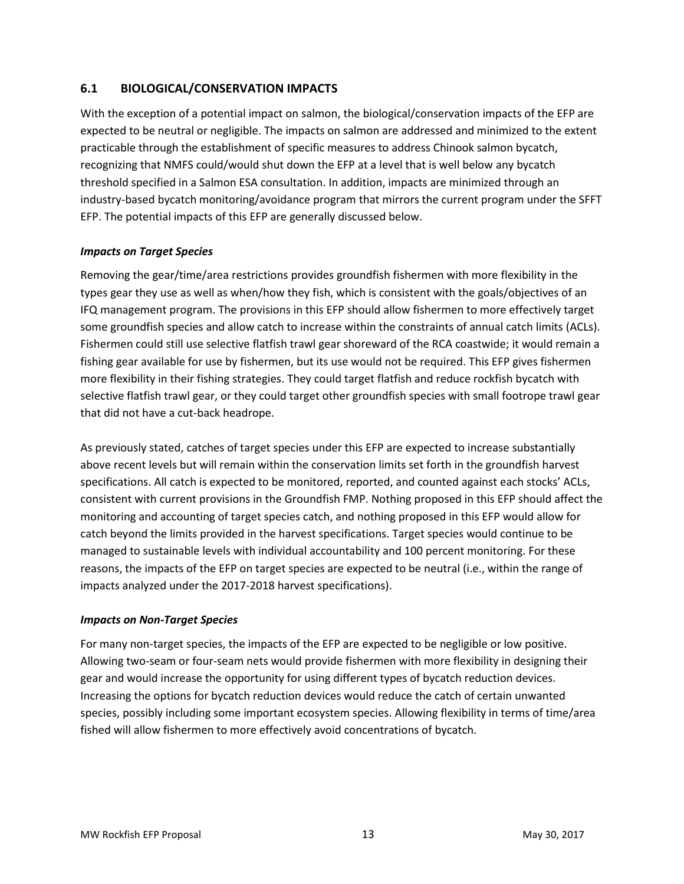## 6.1 BIOLOGICAL/CONSERVATION IMPACTS

With the exception of a potential impact on salmon, the biological/conservation impacts of the EFP are expected to be neutral or negligible. The impacts on salmon are addressed and minimized to the extent practicable through the establishment of specific measures to address Chinook salmon bycatch, recognizing that NMFS could/would shut down the EFP at a level that is well below any bycatch threshold specified in a Salmon ESA consultation. In addition, impacts are minimized through an industry-based bycatch monitoring/avoidance program that mirrors the current program under the SFFT EFP. The potential impacts of this EFP are generally discussed below.

### *Impacts on Target Species*

Removing the gear/time/area restrictions provides groundfish fishermen with more flexibility in the types gear they use as well as when/how they fish, which is consistent with the goals/objectives of an IFQ management program. The provisions in this EFP should allow fishermen to more effectively target some groundfish species and allow catch to increase within the constraints of annual catch limits (ACLs). Fishermen could still use selective flatfish trawl gear shoreward of the RCA coastwide; it would remain a fishing gear available for use by fishermen, but its use would not be required. This EFP gives fishermen more flexibility in their fishing strategies. They could target flatfish and reduce rockfish bycatch with selective flatfish trawl gear, or they could target other groundfish species with small footrope trawl gear that did not have a cut-back headrope.

As previously stated, catches of target species under this EFP are expected to increase substantially above recent levels but will remain within the conservation limits set forth in the groundfish harvest specifications. All catch is expected to be monitored, reported, and counted against each stocks' ACLs, consistent with current provisions in the Groundfish FMP. Nothing proposed in this EFP should affect the monitoring and accounting of target species catch, and nothing proposed in this EFP would allow for catch beyond the limits provided in the harvest specifications. Target species would continue to be managed to sustainable levels with individual accountability and 100 percent monitoring. For these reasons, the impacts of the EFP on target species are expected to be neutral (i.e., within the range of impacts analyzed under the 2017-2018 harvest specifications).

### *Impacts on Non-Target Species*

For many non-target species, the impacts of the EFP are expected to be negligible or low positive. Allowing two-seam or four-seam nets would provide fishermen with more flexibility in designing their gear and would increase the opportunity for using different types of bycatch reduction devices. Increasing the options for bycatch reduction devices would reduce the catch of certain unwanted species, possibly including some important ecosystem species. Allowing flexibility in terms of time/area fished will allow fishermen to more effectively avoid concentrations of bycatch.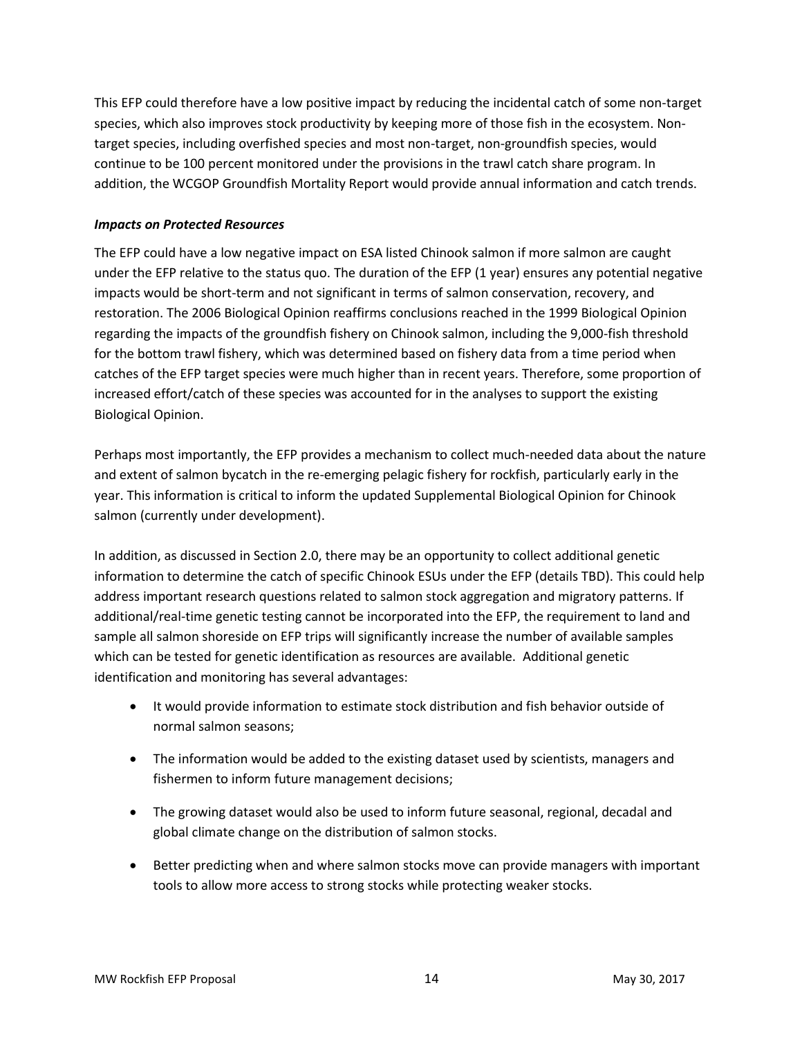This EFP could therefore have a low positive impact by reducing the incidental catch of some non-target species, which also improves stock productivity by keeping more of those fish in the ecosystem. Non-target species, including overfished species and most non-target, non-groundfish species, would continue to be 100 percent monitored under the provisions in the trawl catch share program. In addition, the WCGOP Groundfish Mortality Report would provide annual information and catch trends.

***Impacts on Protected Resources***

The EFP could have a low negative impact on ESA listed Chinook salmon if more salmon are caught under the EFP relative to the status quo. The duration of the EFP (1 year) ensures any potential negative impacts would be short-term and not significant in terms of salmon conservation, recovery, and restoration. The 2006 Biological Opinion reaffirms conclusions reached in the 1999 Biological Opinion regarding the impacts of the groundfish fishery on Chinook salmon, including the 9,000-fish threshold for the bottom trawl fishery, which was determined based on fishery data from a time period when catches of the EFP target species were much higher than in recent years. Therefore, some proportion of increased effort/catch of these species was accounted for in the analyses to support the existing Biological Opinion.

Perhaps most importantly, the EFP provides a mechanism to collect much-needed data about the nature and extent of salmon bycatch in the re-emerging pelagic fishery for rockfish, particularly early in the year. This information is critical to inform the updated Supplemental Biological Opinion for Chinook salmon (currently under development).

In addition, as discussed in Section 2.0, there may be an opportunity to collect additional genetic information to determine the catch of specific Chinook ESUs under the EFP (details TBD). This could help address important research questions related to salmon stock aggregation and migratory patterns. If additional/real-time genetic testing cannot be incorporated into the EFP, the requirement to land and sample all salmon shoreside on EFP trips will significantly increase the number of available samples which can be tested for genetic identification as resources are available. Additional genetic identification and monitoring has several advantages:

- It would provide information to estimate stock distribution and fish behavior outside of normal salmon seasons;
- The information would be added to the existing dataset used by scientists, managers and fishermen to inform future management decisions;
- The growing dataset would also be used to inform future seasonal, regional, decadal and global climate change on the distribution of salmon stocks.
- Better predicting when and where salmon stocks move can provide managers with important tools to allow more access to strong stocks while protecting weaker stocks.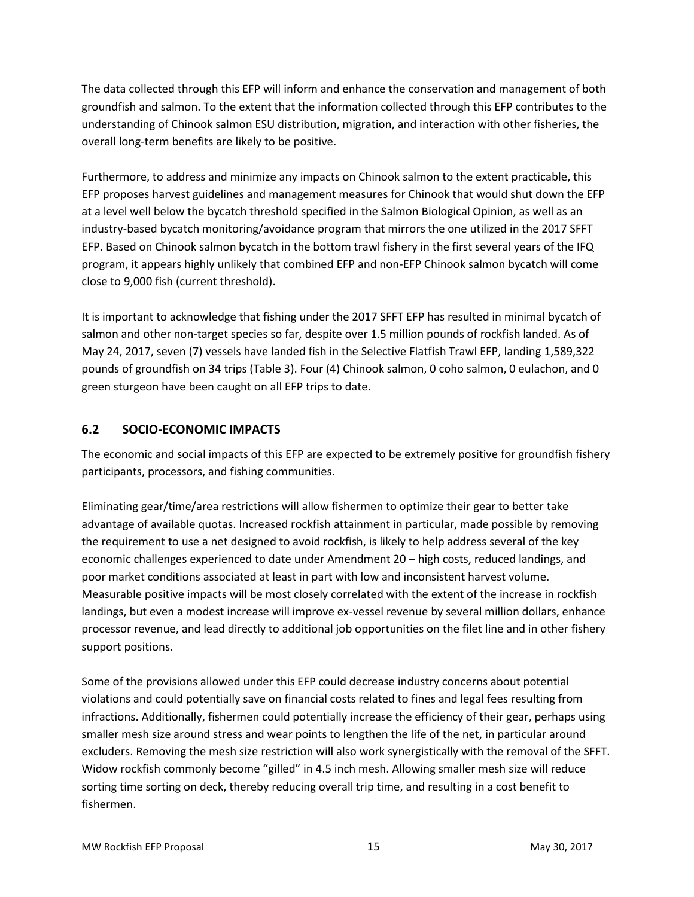The data collected through this EFP will inform and enhance the conservation and management of both groundfish and salmon. To the extent that the information collected through this EFP contributes to the understanding of Chinook salmon ESU distribution, migration, and interaction with other fisheries, the overall long-term benefits are likely to be positive.

Furthermore, to address and minimize any impacts on Chinook salmon to the extent practicable, this EFP proposes harvest guidelines and management measures for Chinook that would shut down the EFP at a level well below the bycatch threshold specified in the Salmon Biological Opinion, as well as an industry-based bycatch monitoring/avoidance program that mirrors the one utilized in the 2017 SFFT EFP. Based on Chinook salmon bycatch in the bottom trawl fishery in the first several years of the IFQ program, it appears highly unlikely that combined EFP and non-EFP Chinook salmon bycatch will come close to 9,000 fish (current threshold).

It is important to acknowledge that fishing under the 2017 SFFT EFP has resulted in minimal bycatch of salmon and other non-target species so far, despite over 1.5 million pounds of rockfish landed. As of May 24, 2017, seven (7) vessels have landed fish in the Selective Flatfish Trawl EFP, landing 1,589,322 pounds of groundfish on 34 trips (Table 3). Four (4) Chinook salmon, 0 coho salmon, 0 eulachon, and 0 green sturgeon have been caught on all EFP trips to date.

## 6.2 SOCIO-ECONOMIC IMPACTS

The economic and social impacts of this EFP are expected to be extremely positive for groundfish fishery participants, processors, and fishing communities.

Eliminating gear/time/area restrictions will allow fishermen to optimize their gear to better take advantage of available quotas. Increased rockfish attainment in particular, made possible by removing the requirement to use a net designed to avoid rockfish, is likely to help address several of the key economic challenges experienced to date under Amendment 20 – high costs, reduced landings, and poor market conditions associated at least in part with low and inconsistent harvest volume. Measurable positive impacts will be most closely correlated with the extent of the increase in rockfish landings, but even a modest increase will improve ex-vessel revenue by several million dollars, enhance processor revenue, and lead directly to additional job opportunities on the filet line and in other fishery support positions.

Some of the provisions allowed under this EFP could decrease industry concerns about potential violations and could potentially save on financial costs related to fines and legal fees resulting from infractions. Additionally, fishermen could potentially increase the efficiency of their gear, perhaps using smaller mesh size around stress and wear points to lengthen the life of the net, in particular around excluders. Removing the mesh size restriction will also work synergistically with the removal of the SFFT. Widow rockfish commonly become "gilled" in 4.5 inch mesh. Allowing smaller mesh size will reduce sorting time sorting on deck, thereby reducing overall trip time, and resulting in a cost benefit to fishermen.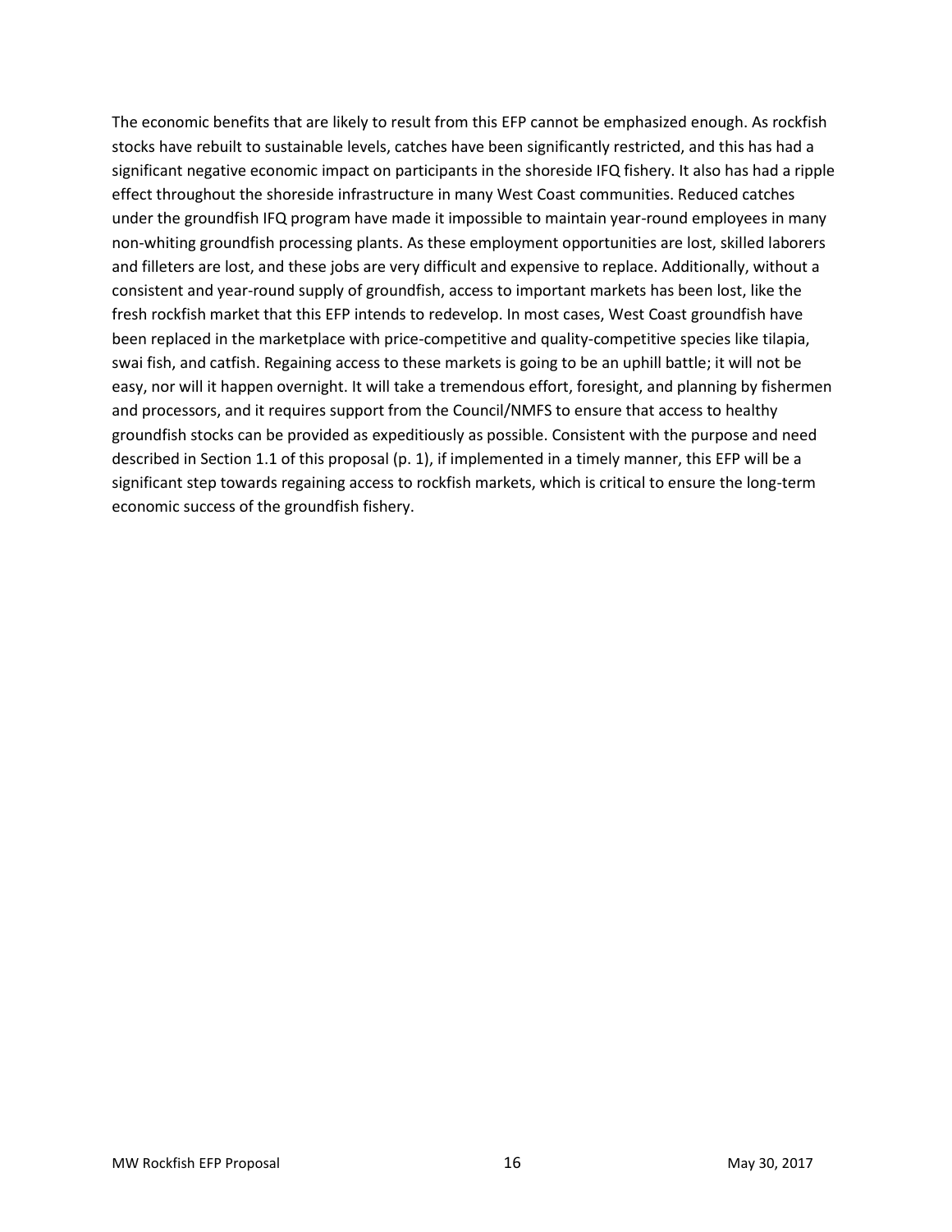The economic benefits that are likely to result from this EFP cannot be emphasized enough. As rockfish stocks have rebuilt to sustainable levels, catches have been significantly restricted, and this has had a significant negative economic impact on participants in the shoreside IFQ fishery. It also has had a ripple effect throughout the shoreside infrastructure in many West Coast communities. Reduced catches under the groundfish IFQ program have made it impossible to maintain year-round employees in many non-whiting groundfish processing plants. As these employment opportunities are lost, skilled laborers and filleters are lost, and these jobs are very difficult and expensive to replace. Additionally, without a consistent and year-round supply of groundfish, access to important markets has been lost, like the fresh rockfish market that this EFP intends to redevelop. In most cases, West Coast groundfish have been replaced in the marketplace with price-competitive and quality-competitive species like tilapia, swai fish, and catfish. Regaining access to these markets is going to be an uphill battle; it will not be easy, nor will it happen overnight. It will take a tremendous effort, foresight, and planning by fishermen and processors, and it requires support from the Council/NMFS to ensure that access to healthy groundfish stocks can be provided as expeditiously as possible. Consistent with the purpose and need described in Section 1.1 of this proposal (p. 1), if implemented in a timely manner, this EFP will be a significant step towards regaining access to rockfish markets, which is critical to ensure the long-term economic success of the groundfish fishery.